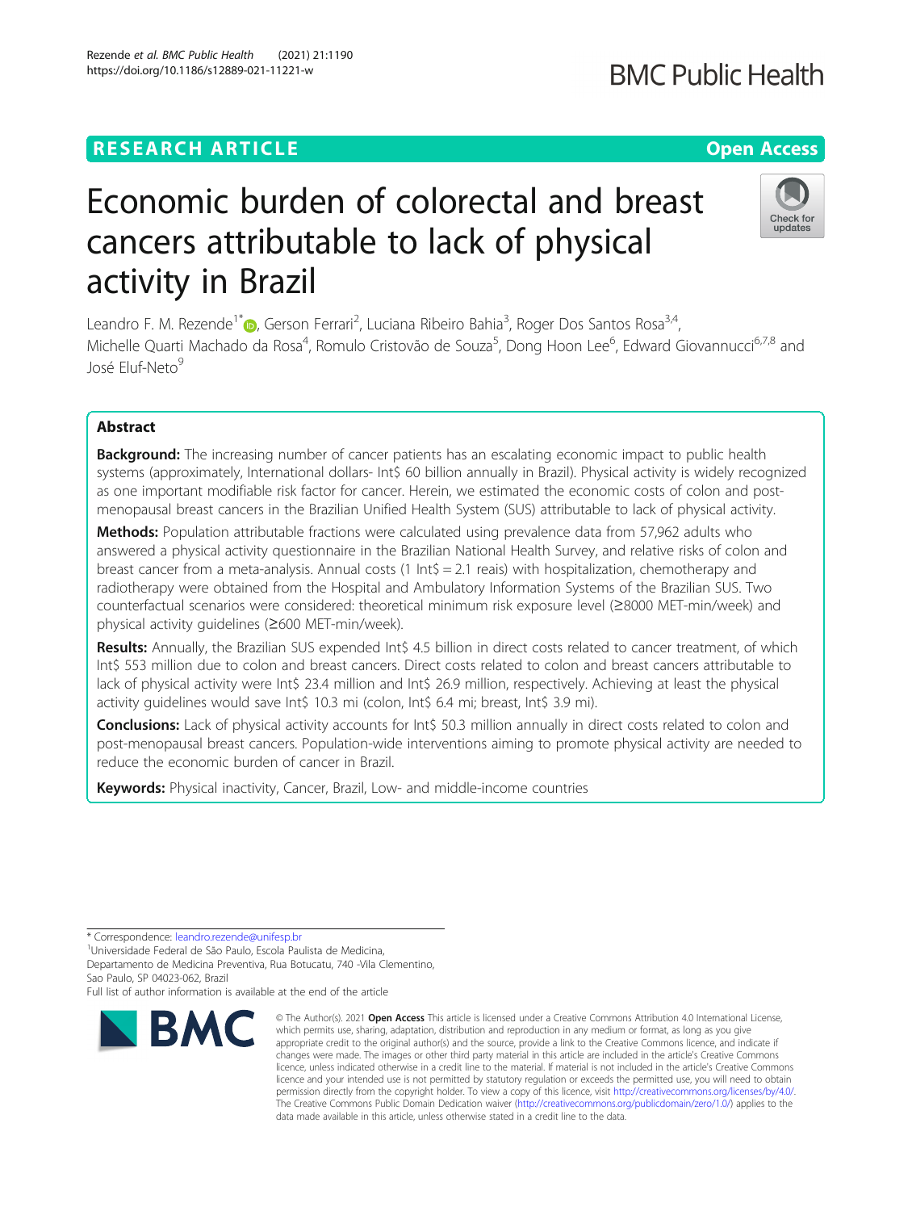RESEARCH ARTICLE

Open Access

# Economic burden of colorectal and breast cancers attributable to lack of physical activity in Brazil

Leandro F. M. Rezende[1*], Gerson Ferrari[2], Luciana Ribeiro Bahia[3], Roger Dos Santos Rosa[3,4], Michelle Quarti Machado da Rosa[4], Romulo Cristovão de Souza[5], Dong Hoon Lee[6], Edward Giovannucci[6,7,8] and José Eluf-Neto[9]

## Abstract

**Background:** The increasing number of cancer patients has an escalating economic impact to public health systems (approximately, International dollars- Int$ 60 billion annually in Brazil). Physical activity is widely recognized as one important modifiable risk factor for cancer. Herein, we estimated the economic costs of colon and post-menopausal breast cancers in the Brazilian Unified Health System (SUS) attributable to lack of physical activity.

**Methods:** Population attributable fractions were calculated using prevalence data from 57,962 adults who answered a physical activity questionnaire in the Brazilian National Health Survey, and relative risks of colon and breast cancer from a meta-analysis. Annual costs (1 Int$ = 2.1 reais) with hospitalization, chemotherapy and radiotherapy were obtained from the Hospital and Ambulatory Information Systems of the Brazilian SUS. Two counterfactual scenarios were considered: theoretical minimum risk exposure level (≥8000 MET-min/week) and physical activity guidelines (≥600 MET-min/week).

**Results:** Annually, the Brazilian SUS expended Int$ 4.5 billion in direct costs related to cancer treatment, of which Int$ 553 million due to colon and breast cancers. Direct costs related to colon and breast cancers attributable to lack of physical activity were Int$ 23.4 million and Int$ 26.9 million, respectively. Achieving at least the physical activity guidelines would save Int$ 10.3 mi (colon, Int$ 6.4 mi; breast, Int$ 3.9 mi).

**Conclusions:** Lack of physical activity accounts for Int$ 50.3 million annually in direct costs related to colon and post-menopausal breast cancers. Population-wide interventions aiming to promote physical activity are needed to reduce the economic burden of cancer in Brazil.

**Keywords:** Physical inactivity, Cancer, Brazil, Low- and middle-income countries

\* Correspondence: leandro.rezende@unifesp.br
[1]Universidade Federal de São Paulo, Escola Paulista de Medicina, Departamento de Medicina Preventiva, Rua Botucatu, 740 -Vila Clementino, Sao Paulo, SP 04023-062, Brazil
Full list of author information is available at the end of the article

© The Author(s). 2021 **Open Access** This article is licensed under a Creative Commons Attribution 4.0 International License, which permits use, sharing, adaptation, distribution and reproduction in any medium or format, as long as you give appropriate credit to the original author(s) and the source, provide a link to the Creative Commons licence, and indicate if changes were made. The images or other third party material in this article are included in the article's Creative Commons licence, unless indicated otherwise in a credit line to the material. If material is not included in the article's Creative Commons licence and your intended use is not permitted by statutory regulation or exceeds the permitted use, you will need to obtain permission directly from the copyright holder. To view a copy of this licence, visit http://creativecommons.org/licenses/by/4.0/. The Creative Commons Public Domain Dedication waiver (http://creativecommons.org/publicdomain/zero/1.0/) applies to the data made available in this article, unless otherwise stated in a credit line to the data.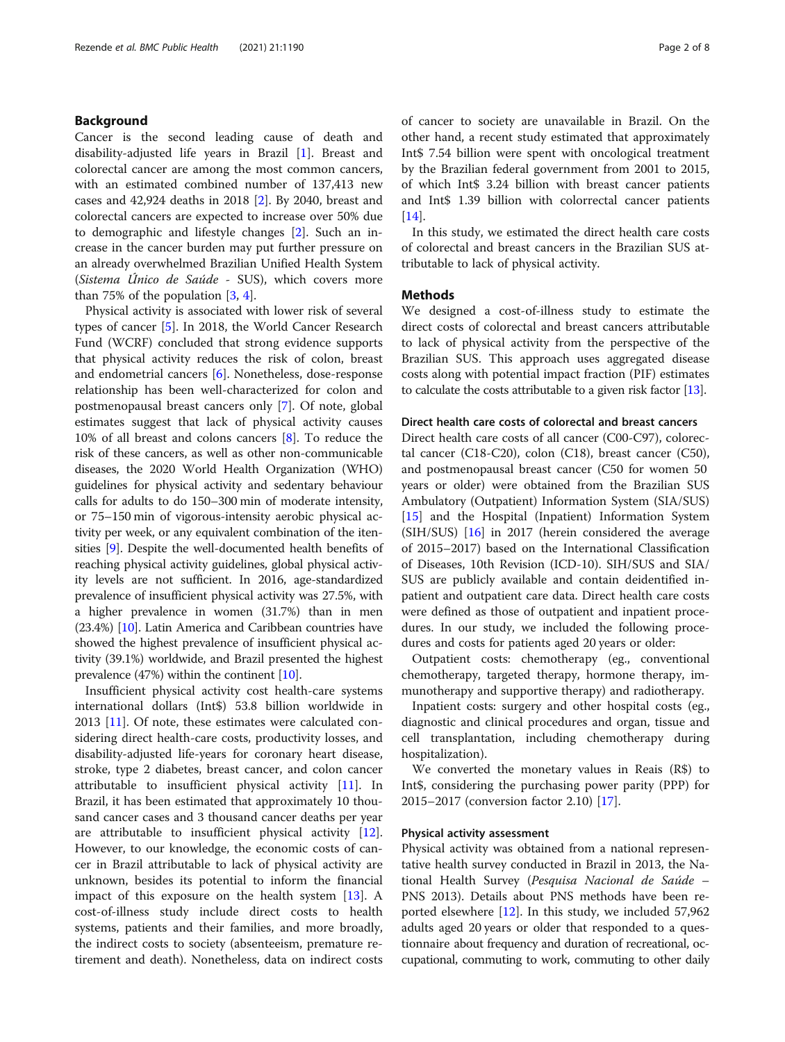## Background

Cancer is the second leading cause of death and disability-adjusted life years in Brazil [1]. Breast and colorectal cancer are among the most common cancers, with an estimated combined number of 137,413 new cases and 42,924 deaths in 2018 [2]. By 2040, breast and colorectal cancers are expected to increase over 50% due to demographic and lifestyle changes [2]. Such an increase in the cancer burden may put further pressure on an already overwhelmed Brazilian Unified Health System (*Sistema Único de Saúde* - SUS), which covers more than 75% of the population [3, 4].

Physical activity is associated with lower risk of several types of cancer [5]. In 2018, the World Cancer Research Fund (WCRF) concluded that strong evidence supports that physical activity reduces the risk of colon, breast and endometrial cancers [6]. Nonetheless, dose-response relationship has been well-characterized for colon and postmenopausal breast cancers only [7]. Of note, global estimates suggest that lack of physical activity causes 10% of all breast and colons cancers [8]. To reduce the risk of these cancers, as well as other non-communicable diseases, the 2020 World Health Organization (WHO) guidelines for physical activity and sedentary behaviour calls for adults to do 150–300 min of moderate intensity, or 75–150 min of vigorous-intensity aerobic physical activity per week, or any equivalent combination of the itensities [9]. Despite the well-documented health benefits of reaching physical activity guidelines, global physical activity levels are not sufficient. In 2016, age-standardized prevalence of insufficient physical activity was 27.5%, with a higher prevalence in women (31.7%) than in men (23.4%) [10]. Latin America and Caribbean countries have showed the highest prevalence of insufficient physical activity (39.1%) worldwide, and Brazil presented the highest prevalence (47%) within the continent [10].

Insufficient physical activity cost health-care systems international dollars (Int$) 53.8 billion worldwide in 2013 [11]. Of note, these estimates were calculated considering direct health-care costs, productivity losses, and disability-adjusted life-years for coronary heart disease, stroke, type 2 diabetes, breast cancer, and colon cancer attributable to insufficient physical activity [11]. In Brazil, it has been estimated that approximately 10 thousand cancer cases and 3 thousand cancer deaths per year are attributable to insufficient physical activity [12]. However, to our knowledge, the economic costs of cancer in Brazil attributable to lack of physical activity are unknown, besides its potential to inform the financial impact of this exposure on the health system [13]. A cost-of-illness study include direct costs to health systems, patients and their families, and more broadly, the indirect costs to society (absenteeism, premature retirement and death). Nonetheless, data on indirect costs of cancer to society are unavailable in Brazil. On the other hand, a recent study estimated that approximately Int$ 7.54 billion were spent with oncological treatment by the Brazilian federal government from 2001 to 2015, of which Int$ 3.24 billion with breast cancer patients and Int$ 1.39 billion with colorrectal cancer patients [14].

In this study, we estimated the direct health care costs of colorectal and breast cancers in the Brazilian SUS attributable to lack of physical activity.

## Methods

We designed a cost-of-illness study to estimate the direct costs of colorectal and breast cancers attributable to lack of physical activity from the perspective of the Brazilian SUS. This approach uses aggregated disease costs along with potential impact fraction (PIF) estimates to calculate the costs attributable to a given risk factor [13].

### Direct health care costs of colorectal and breast cancers

Direct health care costs of all cancer (C00-C97), colorectal cancer (C18-C20), colon (C18), breast cancer (C50), and postmenopausal breast cancer (C50 for women 50 years or older) were obtained from the Brazilian SUS Ambulatory (Outpatient) Information System (SIA/SUS) [15] and the Hospital (Inpatient) Information System (SIH/SUS) [16] in 2017 (herein considered the average of 2015–2017) based on the International Classification of Diseases, 10th Revision (ICD-10). SIH/SUS and SIA/SUS are publicly available and contain deidentified inpatient and outpatient care data. Direct health care costs were defined as those of outpatient and inpatient procedures. In our study, we included the following procedures and costs for patients aged 20 years or older:

Outpatient costs: chemotherapy (eg., conventional chemotherapy, targeted therapy, hormone therapy, immunotherapy and supportive therapy) and radiotherapy.

Inpatient costs: surgery and other hospital costs (eg., diagnostic and clinical procedures and organ, tissue and cell transplantation, including chemotherapy during hospitalization).

We converted the monetary values in Reais (R$) to Int$, considering the purchasing power parity (PPP) for 2015–2017 (conversion factor 2.10) [17].

### Physical activity assessment

Physical activity was obtained from a national representative health survey conducted in Brazil in 2013, the National Health Survey (*Pesquisa Nacional de Saúde* – PNS 2013). Details about PNS methods have been reported elsewhere [12]. In this study, we included 57,962 adults aged 20 years or older that responded to a questionnaire about frequency and duration of recreational, occupational, commuting to work, commuting to other daily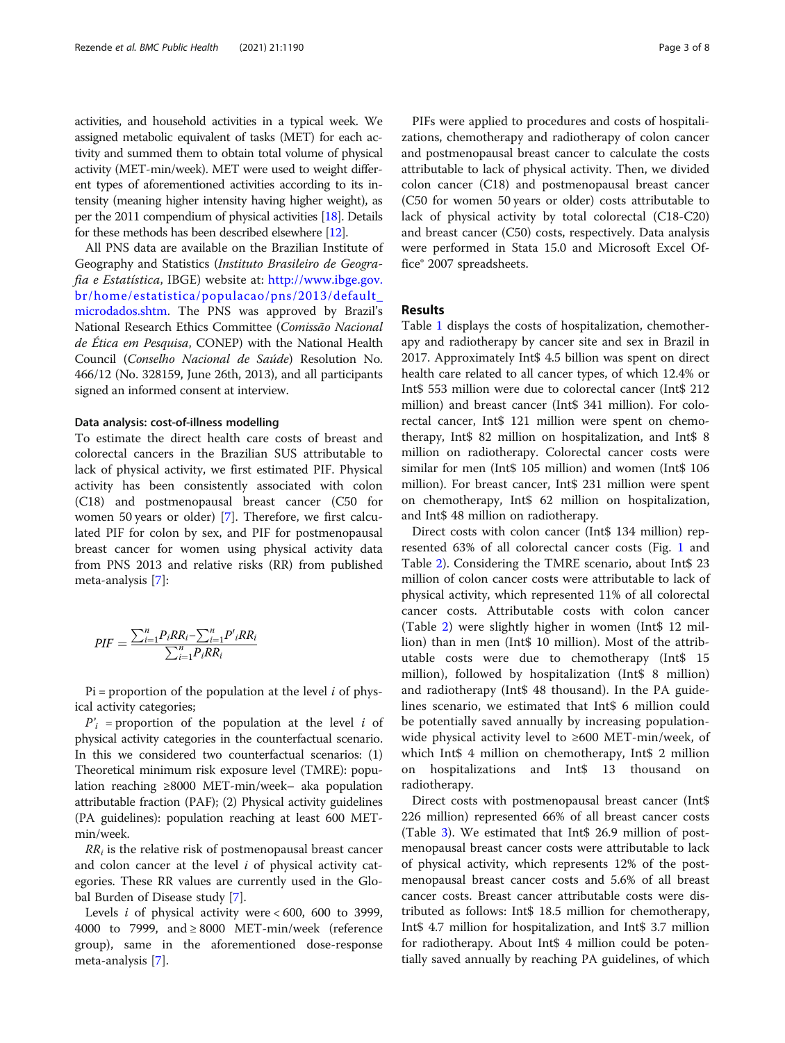activities, and household activities in a typical week. We assigned metabolic equivalent of tasks (MET) for each activity and summed them to obtain total volume of physical activity (MET-min/week). MET were used to weight different types of aforementioned activities according to its intensity (meaning higher intensity having higher weight), as per the 2011 compendium of physical activities [18]. Details for these methods has been described elsewhere [12].

All PNS data are available on the Brazilian Institute of Geography and Statistics (*Instituto Brasileiro de Geografia e Estatística*, IBGE) website at: http://www.ibge.gov.br/home/estatistica/populacao/pns/2013/default_microdados.shtm. The PNS was approved by Brazil's National Research Ethics Committee (*Comissão Nacional de Ética em Pesquisa*, CONEP) with the National Health Council (*Conselho Nacional de Saúde*) Resolution No. 466/12 (No. 328159, June 26th, 2013), and all participants signed an informed consent at interview.

#### Data analysis: cost-of-illness modelling

To estimate the direct health care costs of breast and colorectal cancers in the Brazilian SUS attributable to lack of physical activity, we first estimated PIF. Physical activity has been consistently associated with colon (C18) and postmenopausal breast cancer (C50 for women 50 years or older) [7]. Therefore, we first calculated PIF for colon by sex, and PIF for postmenopausal breast cancer for women using physical activity data from PNS 2013 and relative risks (RR) from published meta-analysis [7]:

$$PIF = \frac{\sum_{i=1}^{n} P_i RR_i - \sum_{i=1}^{n} P'_i RR_i}{\sum_{i=1}^{n} P_i RR_i}$$

Pi = proportion of the population at the level $i$ of physical activity categories;

$P'_i$ = proportion of the population at the level $i$ of physical activity categories in the counterfactual scenario. In this we considered two counterfactual scenarios: (1) Theoretical minimum risk exposure level (TMRE): population reaching ≥8000 MET-min/week– aka population attributable fraction (PAF); (2) Physical activity guidelines (PA guidelines): population reaching at least 600 MET-min/week.

$RR_i$ is the relative risk of postmenopausal breast cancer and colon cancer at the level $i$ of physical activity categories. These RR values are currently used in the Global Burden of Disease study [7].

Levels $i$ of physical activity were < 600, 600 to 3999, 4000 to 7999, and ≥ 8000 MET-min/week (reference group), same in the aforementioned dose-response meta-analysis [7].

PIFs were applied to procedures and costs of hospitalizations, chemotherapy and radiotherapy of colon cancer and postmenopausal breast cancer to calculate the costs attributable to lack of physical activity. Then, we divided colon cancer (C18) and postmenopausal breast cancer (C50 for women 50 years or older) costs attributable to lack of physical activity by total colorectal (C18-C20) and breast cancer (C50) costs, respectively. Data analysis were performed in Stata 15.0 and Microsoft Excel Office® 2007 spreadsheets.

## Results

Table 1 displays the costs of hospitalization, chemotherapy and radiotherapy by cancer site and sex in Brazil in 2017. Approximately Int$ 4.5 billion was spent on direct health care related to all cancer types, of which 12.4% or Int$ 553 million were due to colorectal cancer (Int$ 212 million) and breast cancer (Int$ 341 million). For colorectal cancer, Int$ 121 million were spent on chemotherapy, Int$ 82 million on hospitalization, and Int$ 8 million on radiotherapy. Colorectal cancer costs were similar for men (Int$ 105 million) and women (Int$ 106 million). For breast cancer, Int$ 231 million were spent on chemotherapy, Int$ 62 million on hospitalization, and Int$ 48 million on radiotherapy.

Direct costs with colon cancer (Int$ 134 million) represented 63% of all colorectal cancer costs (Fig. 1 and Table 2). Considering the TMRE scenario, about Int$ 23 million of colon cancer costs were attributable to lack of physical activity, which represented 11% of all colorectal cancer costs. Attributable costs with colon cancer (Table 2) were slightly higher in women (Int$ 12 million) than in men (Int$ 10 million). Most of the attributable costs were due to chemotherapy (Int$ 15 million), followed by hospitalization (Int$ 8 million) and radiotherapy (Int$ 48 thousand). In the PA guidelines scenario, we estimated that Int$ 6 million could be potentially saved annually by increasing population-wide physical activity level to ≥600 MET-min/week, of which Int$ 4 million on chemotherapy, Int$ 2 million on hospitalizations and Int$ 13 thousand on radiotherapy.

Direct costs with postmenopausal breast cancer (Int$ 226 million) represented 66% of all breast cancer costs (Table 3). We estimated that Int$ 26.9 million of postmenopausal breast cancer costs were attributable to lack of physical activity, which represents 12% of the postmenopausal breast cancer costs and 5.6% of all breast cancer costs. Breast cancer attributable costs were distributed as follows: Int$ 18.5 million for chemotherapy, Int$ 4.7 million for hospitalization, and Int$ 3.7 million for radiotherapy. About Int$ 4 million could be potentially saved annually by reaching PA guidelines, of which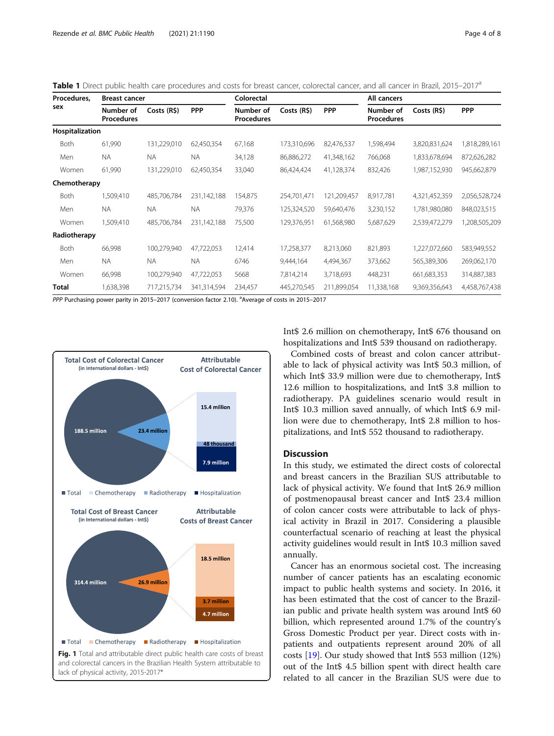**Table 1** Direct public health care procedures and costs for breast cancer, colorectal cancer, and all cancer in Brazil, 2015–2017[a]

| Procedures, sex | Breast cancer | | | Colorectal | | | All cancers | | |
|---|---|---|---|---|---|---|---|---|---|
| | Number of Procedures | Costs (R$) | PPP | Number of Procedures | Costs (R$) | PPP | Number of Procedures | Costs (R$) | PPP |
| **Hospitalization** | | | | | | | | | |
| Both | 61,990 | 131,229,010 | 62,450,354 | 67,168 | 173,310,696 | 82,476,537 | 1,598,494 | 3,820,831,624 | 1,818,289,161 |
| Men | NA | NA | NA | 34,128 | 86,886,272 | 41,348,162 | 766,068 | 1,833,678,694 | 872,626,282 |
| Women | 61,990 | 131,229,010 | 62,450,354 | 33,040 | 86,424,424 | 41,128,374 | 832,426 | 1,987,152,930 | 945,662,879 |
| **Chemotherapy** | | | | | | | | | |
| Both | 1,509,410 | 485,706,784 | 231,142,188 | 154,875 | 254,701,471 | 121,209,457 | 8,917,781 | 4,321,452,359 | 2,056,528,724 |
| Men | NA | NA | NA | 79,376 | 125,324,520 | 59,640,476 | 3,230,152 | 1,781,980,080 | 848,023,515 |
| Women | 1,509,410 | 485,706,784 | 231,142,188 | 75,500 | 129,376,951 | 61,568,980 | 5,687,629 | 2,539,472,279 | 1,208,505,209 |
| **Radiotherapy** | | | | | | | | | |
| Both | 66,998 | 100,279,940 | 47,722,053 | 12,414 | 17,258,377 | 8,213,060 | 821,893 | 1,227,072,660 | 583,949,552 |
| Men | NA | NA | NA | 6746 | 9,444,164 | 4,494,367 | 373,662 | 565,389,306 | 269,062,170 |
| Women | 66,998 | 100,279,940 | 47,722,053 | 5668 | 7,814,214 | 3,718,693 | 448,231 | 661,683,353 | 314,887,383 |
| **Total** | 1,638,398 | 717,215,734 | 341,314,594 | 234,457 | 445,270,545 | 211,899,054 | 11,338,168 | 9,369,356,643 | 4,458,767,438 |

*PPP* Purchasing power parity in 2015–2017 (conversion factor 2.10). [a]Average of costs in 2015–2017

**Fig. 1** Total and attributable direct public health care costs of breast and colorectal cancers in the Brazilian Health System attributable to lack of physical activity, 2015-2017*

Int$ 2.6 million on chemotherapy, Int$ 676 thousand on hospitalizations and Int$ 539 thousand on radiotherapy.

Combined costs of breast and colon cancer attributable to lack of physical activity was Int$ 50.3 million, of which Int$ 33.9 million were due to chemotherapy, Int$ 12.6 million to hospitalizations, and Int$ 3.8 million to radiotherapy. PA guidelines scenario would result in Int$ 10.3 million saved annually, of which Int$ 6.9 million were due to chemotherapy, Int$ 2.8 million to hospitalizations, and Int$ 552 thousand to radiotherapy.

## Discussion

In this study, we estimated the direct costs of colorectal and breast cancers in the Brazilian SUS attributable to lack of physical activity. We found that Int$ 26.9 million of postmenopausal breast cancer and Int$ 23.4 million of colon cancer costs were attributable to lack of physical activity in Brazil in 2017. Considering a plausible counterfactual scenario of reaching at least the physical activity guidelines would result in Int$ 10.3 million saved annually.

Cancer has an enormous societal cost. The increasing number of cancer patients has an escalating economic impact to public health systems and society. In 2016, it has been estimated that the cost of cancer to the Brazilian public and private health system was around Int$ 60 billion, which represented around 1.7% of the country's Gross Domestic Product per year. Direct costs with inpatients and outpatients represent around 20% of all costs [19]. Our study showed that Int$ 553 million (12%) out of the Int$ 4.5 billion spent with direct health care related to all cancer in the Brazilian SUS were due to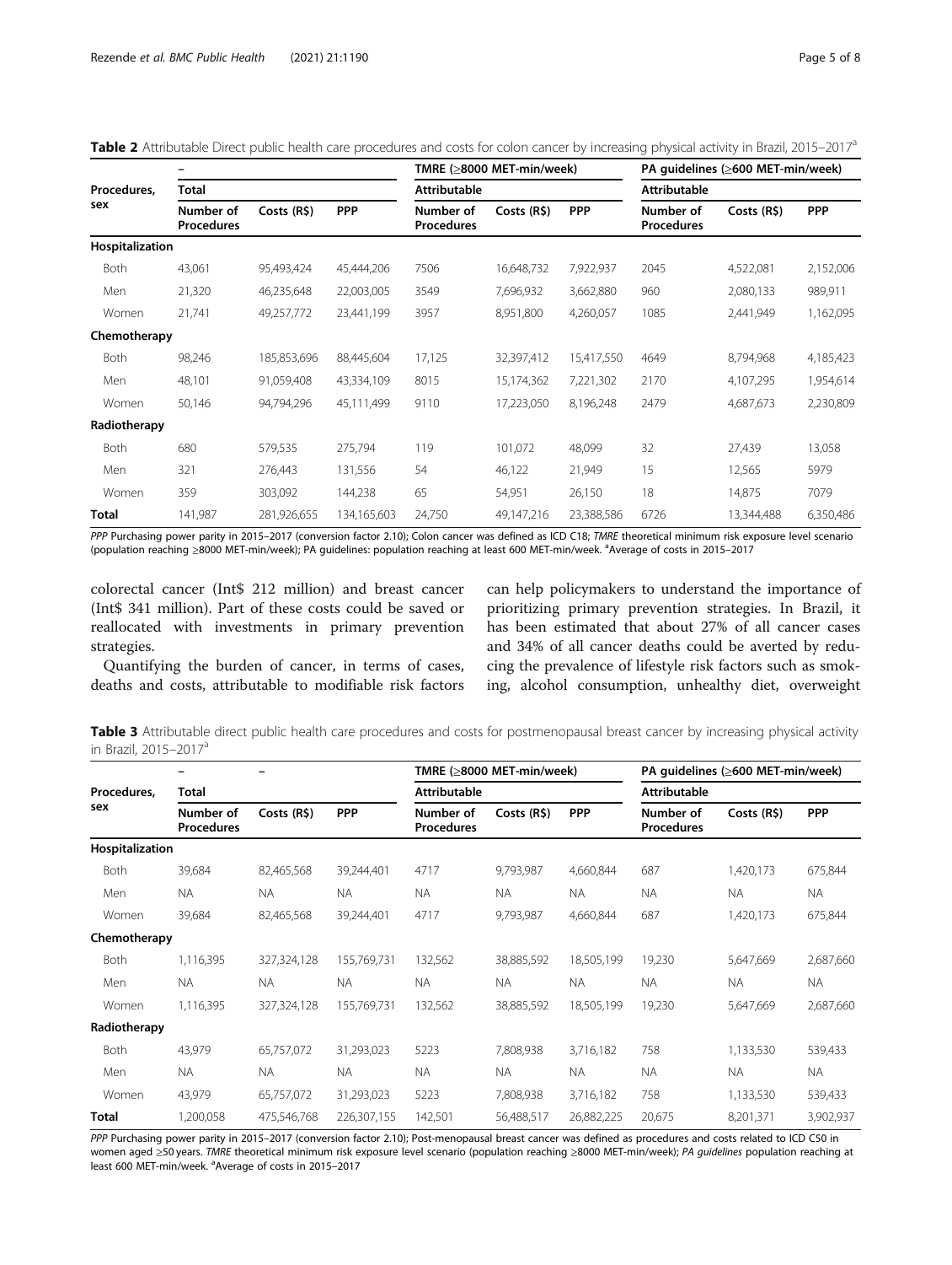**Table 2** Attributable Direct public health care procedures and costs for colon cancer by increasing physical activity in Brazil, 2015–2017[a]

| Procedures, sex | – | | | TMRE (≥8000 MET-min/week) | | | PA guidelines (≥600 MET-min/week) | | |
|---|---|---|---|---|---|---|---|---|---|
| | Total | | | Attributable | | | Attributable | | |
| | Number of Procedures | Costs (R$) | PPP | Number of Procedures | Costs (R$) | PPP | Number of Procedures | Costs (R$) | PPP |
| **Hospitalization** | | | | | | | | | |
| Both | 43,061 | 95,493,424 | 45,444,206 | 7506 | 16,648,732 | 7,922,937 | 2045 | 4,522,081 | 2,152,006 |
| Men | 21,320 | 46,235,648 | 22,003,005 | 3549 | 7,696,932 | 3,662,880 | 960 | 2,080,133 | 989,911 |
| Women | 21,741 | 49,257,772 | 23,441,199 | 3957 | 8,951,800 | 4,260,057 | 1085 | 2,441,949 | 1,162,095 |
| **Chemotherapy** | | | | | | | | | |
| Both | 98,246 | 185,853,696 | 88,445,604 | 17,125 | 32,397,412 | 15,417,550 | 4649 | 8,794,968 | 4,185,423 |
| Men | 48,101 | 91,059,408 | 43,334,109 | 8015 | 15,174,362 | 7,221,302 | 2170 | 4,107,295 | 1,954,614 |
| Women | 50,146 | 94,794,296 | 45,111,499 | 9110 | 17,223,050 | 8,196,248 | 2479 | 4,687,673 | 2,230,809 |
| **Radiotherapy** | | | | | | | | | |
| Both | 680 | 579,535 | 275,794 | 119 | 101,072 | 48,099 | 32 | 27,439 | 13,058 |
| Men | 321 | 276,443 | 131,556 | 54 | 46,122 | 21,949 | 15 | 12,565 | 5979 |
| Women | 359 | 303,092 | 144,238 | 65 | 54,951 | 26,150 | 18 | 14,875 | 7079 |
| **Total** | 141,987 | 281,926,655 | 134,165,603 | 24,750 | 49,147,216 | 23,388,586 | 6726 | 13,344,488 | 6,350,486 |

*PPP* Purchasing power parity in 2015–2017 (conversion factor 2.10); Colon cancer was defined as ICD C18; *TMRE* theoretical minimum risk exposure level scenario (population reaching ≥8000 MET-min/week); PA guidelines: population reaching at least 600 MET-min/week. [a]Average of costs in 2015–2017

colorectal cancer (Int$ 212 million) and breast cancer (Int$ 341 million). Part of these costs could be saved or reallocated with investments in primary prevention strategies.

Quantifying the burden of cancer, in terms of cases, deaths and costs, attributable to modifiable risk factors can help policymakers to understand the importance of prioritizing primary prevention strategies. In Brazil, it has been estimated that about 27% of all cancer cases and 34% of all cancer deaths could be averted by reducing the prevalence of lifestyle risk factors such as smoking, alcohol consumption, unhealthy diet, overweight

**Table 3** Attributable direct public health care procedures and costs for postmenopausal breast cancer by increasing physical activity in Brazil, 2015–2017[a]

| Procedures, sex | – | – | | TMRE (≥8000 MET-min/week) | | | PA guidelines (≥600 MET-min/week) | | |
|---|---|---|---|---|---|---|---|---|---|
| | Total | | | Attributable | | | Attributable | | |
| | Number of Procedures | Costs (R$) | PPP | Number of Procedures | Costs (R$) | PPP | Number of Procedures | Costs (R$) | PPP |
| **Hospitalization** | | | | | | | | | |
| Both | 39,684 | 82,465,568 | 39,244,401 | 4717 | 9,793,987 | 4,660,844 | 687 | 1,420,173 | 675,844 |
| Men | NA | NA | NA | NA | NA | NA | NA | NA | NA |
| Women | 39,684 | 82,465,568 | 39,244,401 | 4717 | 9,793,987 | 4,660,844 | 687 | 1,420,173 | 675,844 |
| **Chemotherapy** | | | | | | | | | |
| Both | 1,116,395 | 327,324,128 | 155,769,731 | 132,562 | 38,885,592 | 18,505,199 | 19,230 | 5,647,669 | 2,687,660 |
| Men | NA | NA | NA | NA | NA | NA | NA | NA | NA |
| Women | 1,116,395 | 327,324,128 | 155,769,731 | 132,562 | 38,885,592 | 18,505,199 | 19,230 | 5,647,669 | 2,687,660 |
| **Radiotherapy** | | | | | | | | | |
| Both | 43,979 | 65,757,072 | 31,293,023 | 5223 | 7,808,938 | 3,716,182 | 758 | 1,133,530 | 539,433 |
| Men | NA | NA | NA | NA | NA | NA | NA | NA | NA |
| Women | 43,979 | 65,757,072 | 31,293,023 | 5223 | 7,808,938 | 3,716,182 | 758 | 1,133,530 | 539,433 |
| **Total** | 1,200,058 | 475,546,768 | 226,307,155 | 142,501 | 56,488,517 | 26,882,225 | 20,675 | 8,201,371 | 3,902,937 |

*PPP* Purchasing power parity in 2015–2017 (conversion factor 2.10); Post-menopausal breast cancer was defined as procedures and costs related to ICD C50 in women aged ≥50 years. *TMRE* theoretical minimum risk exposure level scenario (population reaching ≥8000 MET-min/week); *PA guidelines* population reaching at least 600 MET-min/week. [a]Average of costs in 2015–2017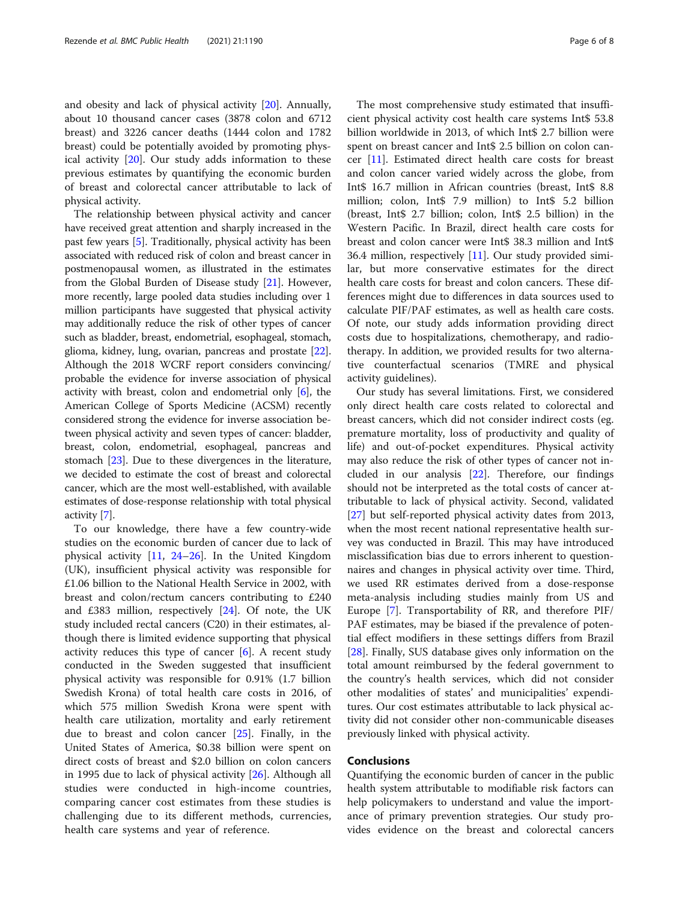and obesity and lack of physical activity [20]. Annually, about 10 thousand cancer cases (3878 colon and 6712 breast) and 3226 cancer deaths (1444 colon and 1782 breast) could be potentially avoided by promoting physical activity [20]. Our study adds information to these previous estimates by quantifying the economic burden of breast and colorectal cancer attributable to lack of physical activity.

The relationship between physical activity and cancer have received great attention and sharply increased in the past few years [5]. Traditionally, physical activity has been associated with reduced risk of colon and breast cancer in postmenopausal women, as illustrated in the estimates from the Global Burden of Disease study [21]. However, more recently, large pooled data studies including over 1 million participants have suggested that physical activity may additionally reduce the risk of other types of cancer such as bladder, breast, endometrial, esophageal, stomach, glioma, kidney, lung, ovarian, pancreas and prostate [22]. Although the 2018 WCRF report considers convincing/ probable the evidence for inverse association of physical activity with breast, colon and endometrial only [6], the American College of Sports Medicine (ACSM) recently considered strong the evidence for inverse association between physical activity and seven types of cancer: bladder, breast, colon, endometrial, esophageal, pancreas and stomach [23]. Due to these divergences in the literature, we decided to estimate the cost of breast and colorectal cancer, which are the most well-established, with available estimates of dose-response relationship with total physical activity [7].

To our knowledge, there have a few country-wide studies on the economic burden of cancer due to lack of physical activity [11, 24–26]. In the United Kingdom (UK), insufficient physical activity was responsible for £1.06 billion to the National Health Service in 2002, with breast and colon/rectum cancers contributing to £240 and £383 million, respectively [24]. Of note, the UK study included rectal cancers (C20) in their estimates, although there is limited evidence supporting that physical activity reduces this type of cancer [6]. A recent study conducted in the Sweden suggested that insufficient physical activity was responsible for 0.91% (1.7 billion Swedish Krona) of total health care costs in 2016, of which 575 million Swedish Krona were spent with health care utilization, mortality and early retirement due to breast and colon cancer [25]. Finally, in the United States of America, $0.38 billion were spent on direct costs of breast and $2.0 billion on colon cancers in 1995 due to lack of physical activity [26]. Although all studies were conducted in high-income countries, comparing cancer cost estimates from these studies is challenging due to its different methods, currencies, health care systems and year of reference.

The most comprehensive study estimated that insufficient physical activity cost health care systems Int$ 53.8 billion worldwide in 2013, of which Int$ 2.7 billion were spent on breast cancer and Int$ 2.5 billion on colon cancer [11]. Estimated direct health care costs for breast and colon cancer varied widely across the globe, from Int$ 16.7 million in African countries (breast, Int$ 8.8 million; colon, Int$ 7.9 million) to Int$ 5.2 billion (breast, Int$ 2.7 billion; colon, Int$ 2.5 billion) in the Western Pacific. In Brazil, direct health care costs for breast and colon cancer were Int$ 38.3 million and Int$ 36.4 million, respectively [11]. Our study provided similar, but more conservative estimates for the direct health care costs for breast and colon cancers. These differences might due to differences in data sources used to calculate PIF/PAF estimates, as well as health care costs. Of note, our study adds information providing direct costs due to hospitalizations, chemotherapy, and radiotherapy. In addition, we provided results for two alternative counterfactual scenarios (TMRE and physical activity guidelines).

Our study has several limitations. First, we considered only direct health care costs related to colorectal and breast cancers, which did not consider indirect costs (eg. premature mortality, loss of productivity and quality of life) and out-of-pocket expenditures. Physical activity may also reduce the risk of other types of cancer not included in our analysis [22]. Therefore, our findings should not be interpreted as the total costs of cancer attributable to lack of physical activity. Second, validated [27] but self-reported physical activity dates from 2013, when the most recent national representative health survey was conducted in Brazil. This may have introduced misclassification bias due to errors inherent to questionnaires and changes in physical activity over time. Third, we used RR estimates derived from a dose-response meta-analysis including studies mainly from US and Europe [7]. Transportability of RR, and therefore PIF/PAF estimates, may be biased if the prevalence of potential effect modifiers in these settings differs from Brazil [28]. Finally, SUS database gives only information on the total amount reimbursed by the federal government to the country's health services, which did not consider other modalities of states' and municipalities' expenditures. Our cost estimates attributable to lack physical activity did not consider other non-communicable diseases previously linked with physical activity.

## Conclusions

Quantifying the economic burden of cancer in the public health system attributable to modifiable risk factors can help policymakers to understand and value the importance of primary prevention strategies. Our study provides evidence on the breast and colorectal cancers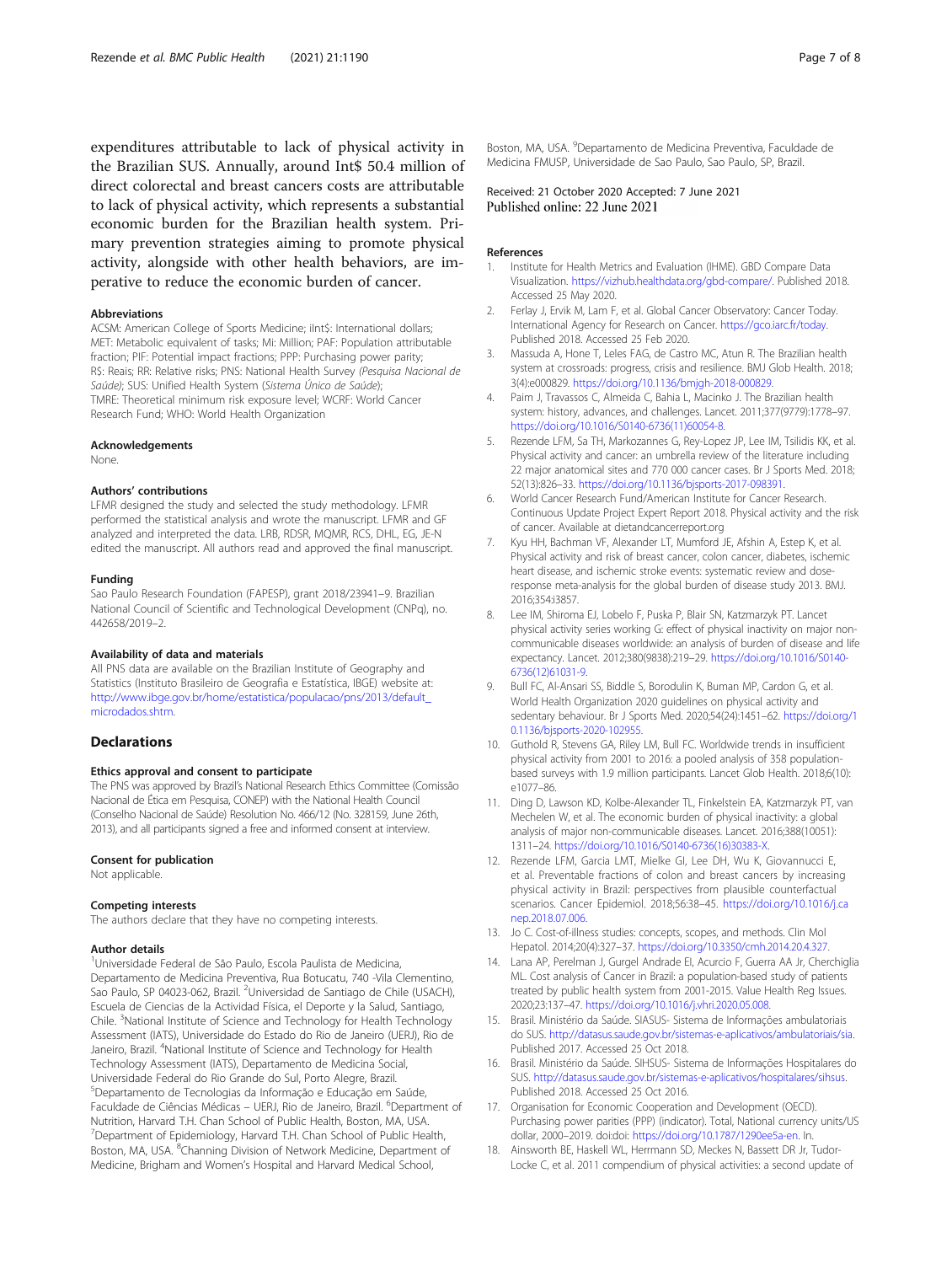expenditures attributable to lack of physical activity in the Brazilian SUS. Annually, around Int$ 50.4 million of direct colorectal and breast cancers costs are attributable to lack of physical activity, which represents a substantial economic burden for the Brazilian health system. Primary prevention strategies aiming to promote physical activity, alongside with other health behaviors, are imperative to reduce the economic burden of cancer.

### Abbreviations

ACSM: American College of Sports Medicine; iInt$: International dollars; MET: Metabolic equivalent of tasks; Mi: Million; PAF: Population attributable fraction; PIF: Potential impact fractions; PPP: Purchasing power parity; R$: Reais; RR: Relative risks; PNS: National Health Survey (*Pesquisa Nacional de Saúde*); SUS: Unified Health System (*Sistema Único de Saúde*); TMRE: Theoretical minimum risk exposure level; WCRF: World Cancer Research Fund; WHO: World Health Organization

### Acknowledgements

None.

### Authors' contributions

LFMR designed the study and selected the study methodology. LFMR performed the statistical analysis and wrote the manuscript. LFMR and GF analyzed and interpreted the data. LRB, RDSR, MQMR, RCS, DHL, EG, JE-N edited the manuscript. All authors read and approved the final manuscript.

### Funding

Sao Paulo Research Foundation (FAPESP), grant 2018/23941–9. Brazilian National Council of Scientific and Technological Development (CNPq), no. 442658/2019–2.

### Availability of data and materials

All PNS data are available on the Brazilian Institute of Geography and Statistics (Instituto Brasileiro de Geografia e Estatística, IBGE) website at: http://www.ibge.gov.br/home/estatistica/populacao/pns/2013/default_microdados.shtm.

## Declarations

### Ethics approval and consent to participate

The PNS was approved by Brazil's National Research Ethics Committee (Comissão Nacional de Ética em Pesquisa, CONEP) with the National Health Council (Conselho Nacional de Saúde) Resolution No. 466/12 (No. 328159, June 26th, 2013), and all participants signed a free and informed consent at interview.

### Consent for publication

Not applicable.

### Competing interests

The authors declare that they have no competing interests.

### Author details

[1]Universidade Federal de São Paulo, Escola Paulista de Medicina, Departamento de Medicina Preventiva, Rua Botucatu, 740 -Vila Clementino, Sao Paulo, SP 04023-062, Brazil. [2]Universidad de Santiago de Chile (USACH), Escuela de Ciencias de la Actividad Física, el Deporte y la Salud, Santiago, Chile. [3]National Institute of Science and Technology for Health Technology Assessment (IATS), Universidade do Estado do Rio de Janeiro (UERJ), Rio de Janeiro, Brazil. [4]National Institute of Science and Technology for Health Technology Assessment (IATS), Departamento de Medicina Social, Universidade Federal do Rio Grande do Sul, Porto Alegre, Brazil. [5]Departamento de Tecnologias da Informação e Educação em Saúde, Faculdade de Ciências Médicas – UERJ, Rio de Janeiro, Brazil. [6]Department of Nutrition, Harvard T.H. Chan School of Public Health, Boston, MA, USA. [7]Department of Epidemiology, Harvard T.H. Chan School of Public Health, Boston, MA, USA. [8]Channing Division of Network Medicine, Department of Medicine, Brigham and Women's Hospital and Harvard Medical School, Boston, MA, USA. [9]Departamento de Medicina Preventiva, Faculdade de Medicina FMUSP, Universidade de Sao Paulo, Sao Paulo, SP, Brazil.

Received: 21 October 2020 Accepted: 7 June 2021
Published online: 22 June 2021

### References

1. Institute for Health Metrics and Evaluation (IHME). GBD Compare Data Visualization. https://vizhub.healthdata.org/gbd-compare/. Published 2018. Accessed 25 May 2020.
2. Ferlay J, Ervik M, Lam F, et al. Global Cancer Observatory: Cancer Today. International Agency for Research on Cancer. https://gco.iarc.fr/today. Published 2018. Accessed 25 Feb 2020.
3. Massuda A, Hone T, Leles FAG, de Castro MC, Atun R. The Brazilian health system at crossroads: progress, crisis and resilience. BMJ Glob Health. 2018; 3(4):e000829. https://doi.org/10.1136/bmjgh-2018-000829.
4. Paim J, Travassos C, Almeida C, Bahia L, Macinko J. The Brazilian health system: history, advances, and challenges. Lancet. 2011;377(9779):1778–97. https://doi.org/10.1016/S0140-6736(11)60054-8.
5. Rezende LFM, Sa TH, Markozannes G, Rey-Lopez JP, Lee IM, Tsilidis KK, et al. Physical activity and cancer: an umbrella review of the literature including 22 major anatomical sites and 770 000 cancer cases. Br J Sports Med. 2018; 52(13):826–33. https://doi.org/10.1136/bjsports-2017-098391.
6. World Cancer Research Fund/American Institute for Cancer Research. Continuous Update Project Expert Report 2018. Physical activity and the risk of cancer. Available at dietandcancerreport.org
7. Kyu HH, Bachman VF, Alexander LT, Mumford JE, Afshin A, Estep K, et al. Physical activity and risk of breast cancer, colon cancer, diabetes, ischemic heart disease, and ischemic stroke events: systematic review and dose-response meta-analysis for the global burden of disease study 2013. BMJ. 2016;354:i3857.
8. Lee IM, Shiroma EJ, Lobelo F, Puska P, Blair SN, Katzmarzyk PT. Lancet physical activity series working G: effect of physical inactivity on major non-communicable diseases worldwide: an analysis of burden of disease and life expectancy. Lancet. 2012;380(9838):219–29. https://doi.org/10.1016/S0140-6736(12)61031-9.
9. Bull FC, Al-Ansari SS, Biddle S, Borodulin K, Buman MP, Cardon G, et al. World Health Organization 2020 guidelines on physical activity and sedentary behaviour. Br J Sports Med. 2020;54(24):1451–62. https://doi.org/10.1136/bjsports-2020-102955.
10. Guthold R, Stevens GA, Riley LM, Bull FC. Worldwide trends in insufficient physical activity from 2001 to 2016: a pooled analysis of 358 population-based surveys with 1.9 million participants. Lancet Glob Health. 2018;6(10): e1077–86.
11. Ding D, Lawson KD, Kolbe-Alexander TL, Finkelstein EA, Katzmarzyk PT, van Mechelen W, et al. The economic burden of physical inactivity: a global analysis of major non-communicable diseases. Lancet. 2016;388(10051): 1311–24. https://doi.org/10.1016/S0140-6736(16)30383-X.
12. Rezende LFM, Garcia LMT, Mielke GI, Lee DH, Wu K, Giovannucci E, et al. Preventable fractions of colon and breast cancers by increasing physical activity in Brazil: perspectives from plausible counterfactual scenarios. Cancer Epidemiol. 2018;56:38–45. https://doi.org/10.1016/j.canep.2018.07.006.
13. Jo C. Cost-of-illness studies: concepts, scopes, and methods. Clin Mol Hepatol. 2014;20(4):327–37. https://doi.org/10.3350/cmh.2014.20.4.327.
14. Lana AP, Perelman J, Gurgel Andrade EI, Acurcio F, Guerra AA Jr, Cherchiglia ML. Cost analysis of Cancer in Brazil: a population-based study of patients treated by public health system from 2001-2015. Value Health Reg Issues. 2020;23:137–47. https://doi.org/10.1016/j.vhri.2020.05.008.
15. Brasil. Ministério da Saúde. SIASUS- Sistema de Informações ambulatoriais do SUS. http://datasus.saude.gov.br/sistemas-e-aplicativos/ambulatoriais/sia. Published 2017. Accessed 25 Oct 2018.
16. Brasil. Ministério da Saúde. SIHSUS- Sistema de Informações Hospitalares do SUS. http://datasus.saude.gov.br/sistemas-e-aplicativos/hospitalares/sihsus. Published 2018. Accessed 25 Oct 2016.
17. Organisation for Economic Cooperation and Development (OECD). Purchasing power parities (PPP) (indicator). Total, National currency units/US dollar, 2000–2019. doi:doi: https://doi.org/10.1787/1290ee5a-en. In.
18. Ainsworth BE, Haskell WL, Herrmann SD, Meckes N, Bassett DR Jr, Tudor-Locke C, et al. 2011 compendium of physical activities: a second update of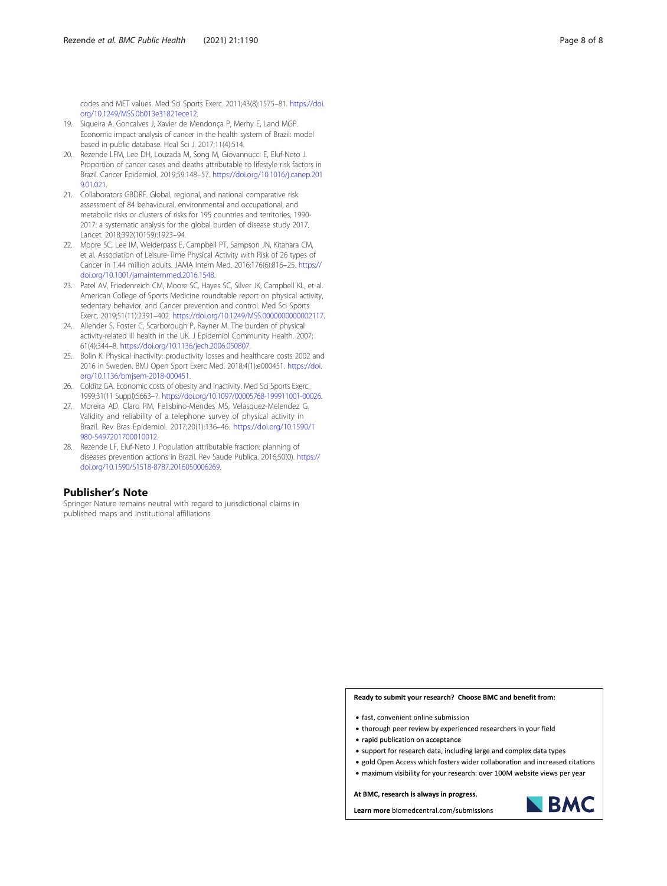codes and MET values. Med Sci Sports Exerc. 2011;43(8):1575–81. https://doi.org/10.1249/MSS.0b013e31821ece12.

19. Siqueira A, Goncalves J, Xavier de Mendonça P, Merhy E, Land MGP. Economic impact analysis of cancer in the health system of Brazil: model based in public database. Heal Sci J. 2017;11(4):514.
20. Rezende LFM, Lee DH, Louzada M, Song M, Giovannucci E, Eluf-Neto J. Proportion of cancer cases and deaths attributable to lifestyle risk factors in Brazil. Cancer Epidemiol. 2019;59:148–57. https://doi.org/10.1016/j.canep.2019.01.021.
21. Collaborators GBDRF. Global, regional, and national comparative risk assessment of 84 behavioural, environmental and occupational, and metabolic risks or clusters of risks for 195 countries and territories, 1990-2017: a systematic analysis for the global burden of disease study 2017. Lancet. 2018;392(10159):1923–94.
22. Moore SC, Lee IM, Weiderpass E, Campbell PT, Sampson JN, Kitahara CM, et al. Association of Leisure-Time Physical Activity with Risk of 26 types of Cancer in 1.44 million adults. JAMA Intern Med. 2016;176(6):816–25. https://doi.org/10.1001/jamainternmed.2016.1548.
23. Patel AV, Friedenreich CM, Moore SC, Hayes SC, Silver JK, Campbell KL, et al. American College of Sports Medicine roundtable report on physical activity, sedentary behavior, and Cancer prevention and control. Med Sci Sports Exerc. 2019;51(11):2391–402. https://doi.org/10.1249/MSS.0000000000002117.
24. Allender S, Foster C, Scarborough P, Rayner M. The burden of physical activity-related ill health in the UK. J Epidemiol Community Health. 2007;61(4):344–8. https://doi.org/10.1136/jech.2006.050807.
25. Bolin K. Physical inactivity: productivity losses and healthcare costs 2002 and 2016 in Sweden. BMJ Open Sport Exerc Med. 2018;4(1):e000451. https://doi.org/10.1136/bmjsem-2018-000451.
26. Colditz GA. Economic costs of obesity and inactivity. Med Sci Sports Exerc. 1999;31(11 Suppl):S663–7. https://doi.org/10.1097/00005768-199911001-00026.
27. Moreira AD, Claro RM, Felisbino-Mendes MS, Velasquez-Melendez G. Validity and reliability of a telephone survey of physical activity in Brazil. Rev Bras Epidemiol. 2017;20(1):136–46. https://doi.org/10.1590/1980-5497201700010012.
28. Rezende LF, Eluf-Neto J. Population attributable fraction: planning of diseases prevention actions in Brazil. Rev Saude Publica. 2016;50(0). https://doi.org/10.1590/S1518-8787.2016050006269.

## Publisher's Note

Springer Nature remains neutral with regard to jurisdictional claims in published maps and institutional affiliations.

**Ready to submit your research? Choose BMC and benefit from:**

- fast, convenient online submission
- thorough peer review by experienced researchers in your field
- rapid publication on acceptance
- support for research data, including large and complex data types
- gold Open Access which fosters wider collaboration and increased citations
- maximum visibility for your research: over 100M website views per year

**At BMC, research is always in progress.**

**Learn more** biomedcentral.com/submissions

BMC